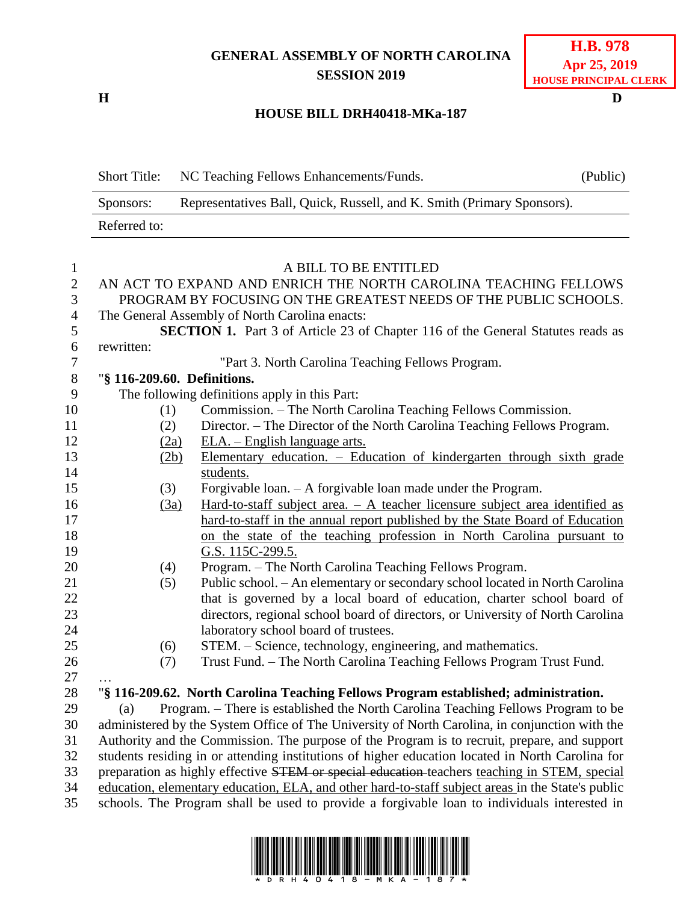**GENERAL ASSEMBLY OF NORTH CAROLINA**
**SESSION 2019**

**H.B. 978**
**Apr 25, 2019**
**HOUSE PRINCIPAL CLERK**

**H** **D**

## HOUSE BILL DRH40418-MKa-187

| | | |
|---|---|---|
| Short Title: | NC Teaching Fellows Enhancements/Funds. | (Public) |
| Sponsors: | Representatives Ball, Quick, Russell, and K. Smith (Primary Sponsors). | |
| Referred to: | | |

A BILL TO BE ENTITLED

AN ACT TO EXPAND AND ENRICH THE NORTH CAROLINA TEACHING FELLOWS PROGRAM BY FOCUSING ON THE GREATEST NEEDS OF THE PUBLIC SCHOOLS.

The General Assembly of North Carolina enacts:

**SECTION 1.** Part 3 of Article 23 of Chapter 116 of the General Statutes reads as rewritten:

"Part 3. North Carolina Teaching Fellows Program.

"**§ 116-209.60. Definitions.**

The following definitions apply in this Part:

(1) Commission. – The North Carolina Teaching Fellows Commission.

(2) Director. – The Director of the North Carolina Teaching Fellows Program.

<u>(2a)</u> <u>ELA. – English language arts.</u>

<u>(2b)</u> <u>Elementary education. – Education of kindergarten through sixth grade students.</u>

(3) Forgivable loan. – A forgivable loan made under the Program.

<u>(3a)</u> <u>Hard-to-staff subject area. – A teacher licensure subject area identified as hard-to-staff in the annual report published by the State Board of Education on the state of the teaching profession in North Carolina pursuant to G.S. 115C-299.5.</u>

(4) Program. – The North Carolina Teaching Fellows Program.

(5) Public school. – An elementary or secondary school located in North Carolina that is governed by a local board of education, charter school board of directors, regional school board of directors, or University of North Carolina laboratory school board of trustees.

(6) STEM. – Science, technology, engineering, and mathematics.

(7) Trust Fund. – The North Carolina Teaching Fellows Program Trust Fund.

…

"**§ 116-209.62. North Carolina Teaching Fellows Program established; administration.**

(a) Program. – There is established the North Carolina Teaching Fellows Program to be administered by the System Office of The University of North Carolina, in conjunction with the Authority and the Commission. The purpose of the Program is to recruit, prepare, and support students residing in or attending institutions of higher education located in North Carolina for preparation as highly effective ~~STEM or special education~~ teachers <u>teaching in STEM, special education, elementary education, ELA, and other hard-to-staff subject areas</u> in the State's public schools. The Program shall be used to provide a forgivable loan to individuals interested in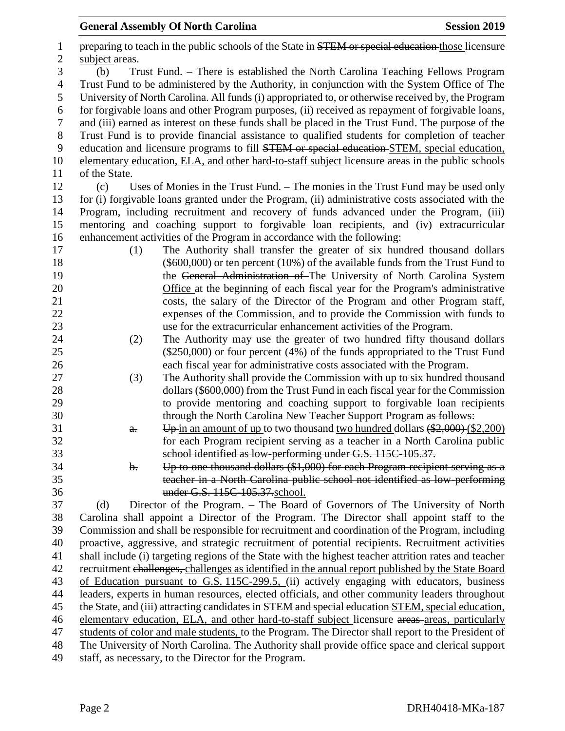preparing to teach in the public schools of the State in ~~STEM or special education~~ those licensure subject areas.

(b) Trust Fund. – There is established the North Carolina Teaching Fellows Program Trust Fund to be administered by the Authority, in conjunction with the System Office of The University of North Carolina. All funds (i) appropriated to, or otherwise received by, the Program for forgivable loans and other Program purposes, (ii) received as repayment of forgivable loans, and (iii) earned as interest on these funds shall be placed in the Trust Fund. The purpose of the Trust Fund is to provide financial assistance to qualified students for completion of teacher education and licensure programs to fill ~~STEM or special education~~ STEM, special education, elementary education, ELA, and other hard-to-staff subject licensure areas in the public schools of the State.

(c) Uses of Monies in the Trust Fund. – The monies in the Trust Fund may be used only for (i) forgivable loans granted under the Program, (ii) administrative costs associated with the Program, including recruitment and recovery of funds advanced under the Program, (iii) mentoring and coaching support to forgivable loan recipients, and (iv) extracurricular enhancement activities of the Program in accordance with the following:

(1) The Authority shall transfer the greater of six hundred thousand dollars ($600,000) or ten percent (10%) of the available funds from the Trust Fund to the ~~General Administration of~~ The University of North Carolina System Office at the beginning of each fiscal year for the Program's administrative costs, the salary of the Director of the Program and other Program staff, expenses of the Commission, and to provide the Commission with funds to use for the extracurricular enhancement activities of the Program.

(2) The Authority may use the greater of two hundred fifty thousand dollars ($250,000) or four percent (4%) of the funds appropriated to the Trust Fund each fiscal year for administrative costs associated with the Program.

(3) The Authority shall provide the Commission with up to six hundred thousand dollars ($600,000) from the Trust Fund in each fiscal year for the Commission to provide mentoring and coaching support to forgivable loan recipients through the North Carolina New Teacher Support Program ~~as follows:~~

~~a.~~ ~~Up~~ in an amount of up to two thousand two hundred dollars ~~($2,000)~~ ($2,200) for each Program recipient serving as a teacher in a North Carolina public ~~school identified as low-performing under G.S. 115C-105.37.~~

~~b. Up to one thousand dollars ($1,000) for each Program recipient serving as a teacher in a North Carolina public school not identified as low-performing under G.S. 115C-105.37.~~school.

(d) Director of the Program. – The Board of Governors of The University of North Carolina shall appoint a Director of the Program. The Director shall appoint staff to the Commission and shall be responsible for recruitment and coordination of the Program, including proactive, aggressive, and strategic recruitment of potential recipients. Recruitment activities shall include (i) targeting regions of the State with the highest teacher attrition rates and teacher recruitment ~~challenges,~~ challenges as identified in the annual report published by the State Board of Education pursuant to G.S. 115C-299.5, (ii) actively engaging with educators, business leaders, experts in human resources, elected officials, and other community leaders throughout the State, and (iii) attracting candidates in ~~STEM and special education~~ STEM, special education, elementary education, ELA, and other hard-to-staff subject licensure ~~areas~~ areas, particularly students of color and male students, to the Program. The Director shall report to the President of The University of North Carolina. The Authority shall provide office space and clerical support staff, as necessary, to the Director for the Program.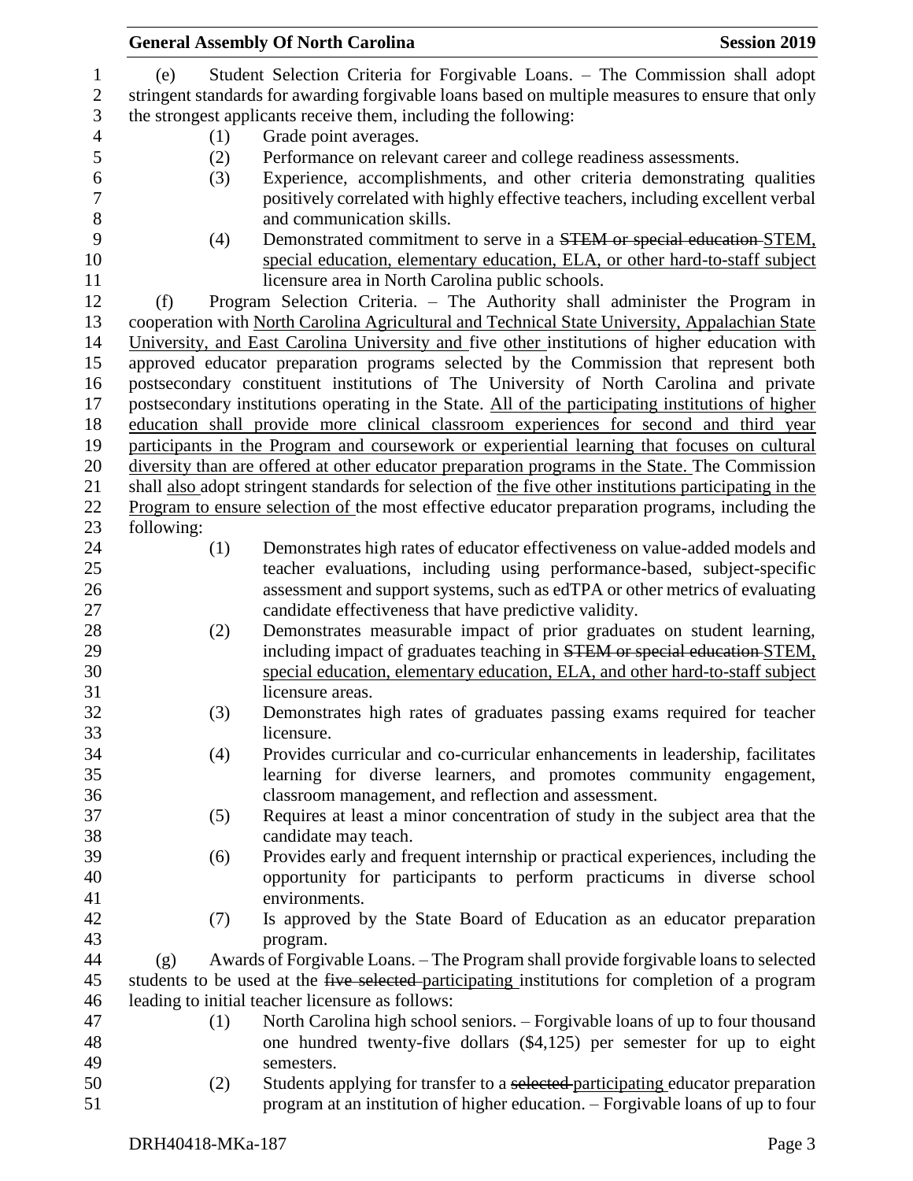(e) Student Selection Criteria for Forgivable Loans. – The Commission shall adopt stringent standards for awarding forgivable loans based on multiple measures to ensure that only the strongest applicants receive them, including the following:

(1) Grade point averages.

(2) Performance on relevant career and college readiness assessments.

(3) Experience, accomplishments, and other criteria demonstrating qualities positively correlated with highly effective teachers, including excellent verbal and communication skills.

(4) Demonstrated commitment to serve in a ~~STEM or special education~~ STEM, special education, elementary education, ELA, or other hard-to-staff subject licensure area in North Carolina public schools.

(f) Program Selection Criteria. – The Authority shall administer the Program in cooperation with North Carolina Agricultural and Technical State University, Appalachian State University, and East Carolina University and five other institutions of higher education with approved educator preparation programs selected by the Commission that represent both postsecondary constituent institutions of The University of North Carolina and private postsecondary institutions operating in the State. All of the participating institutions of higher education shall provide more clinical classroom experiences for second and third year participants in the Program and coursework or experiential learning that focuses on cultural diversity than are offered at other educator preparation programs in the State. The Commission shall also adopt stringent standards for selection of the five other institutions participating in the Program to ensure selection of the most effective educator preparation programs, including the following:

(1) Demonstrates high rates of educator effectiveness on value-added models and teacher evaluations, including using performance-based, subject-specific assessment and support systems, such as edTPA or other metrics of evaluating candidate effectiveness that have predictive validity.

(2) Demonstrates measurable impact of prior graduates on student learning, including impact of graduates teaching in ~~STEM or special education~~ STEM, special education, elementary education, ELA, and other hard-to-staff subject licensure areas.

(3) Demonstrates high rates of graduates passing exams required for teacher licensure.

(4) Provides curricular and co-curricular enhancements in leadership, facilitates learning for diverse learners, and promotes community engagement, classroom management, and reflection and assessment.

(5) Requires at least a minor concentration of study in the subject area that the candidate may teach.

(6) Provides early and frequent internship or practical experiences, including the opportunity for participants to perform practicums in diverse school environments.

(7) Is approved by the State Board of Education as an educator preparation program.

(g) Awards of Forgivable Loans. – The Program shall provide forgivable loans to selected students to be used at the ~~five selected~~ participating institutions for completion of a program leading to initial teacher licensure as follows:

(1) North Carolina high school seniors. – Forgivable loans of up to four thousand one hundred twenty-five dollars ($4,125) per semester for up to eight semesters.

(2) Students applying for transfer to a ~~selected~~ participating educator preparation program at an institution of higher education. – Forgivable loans of up to four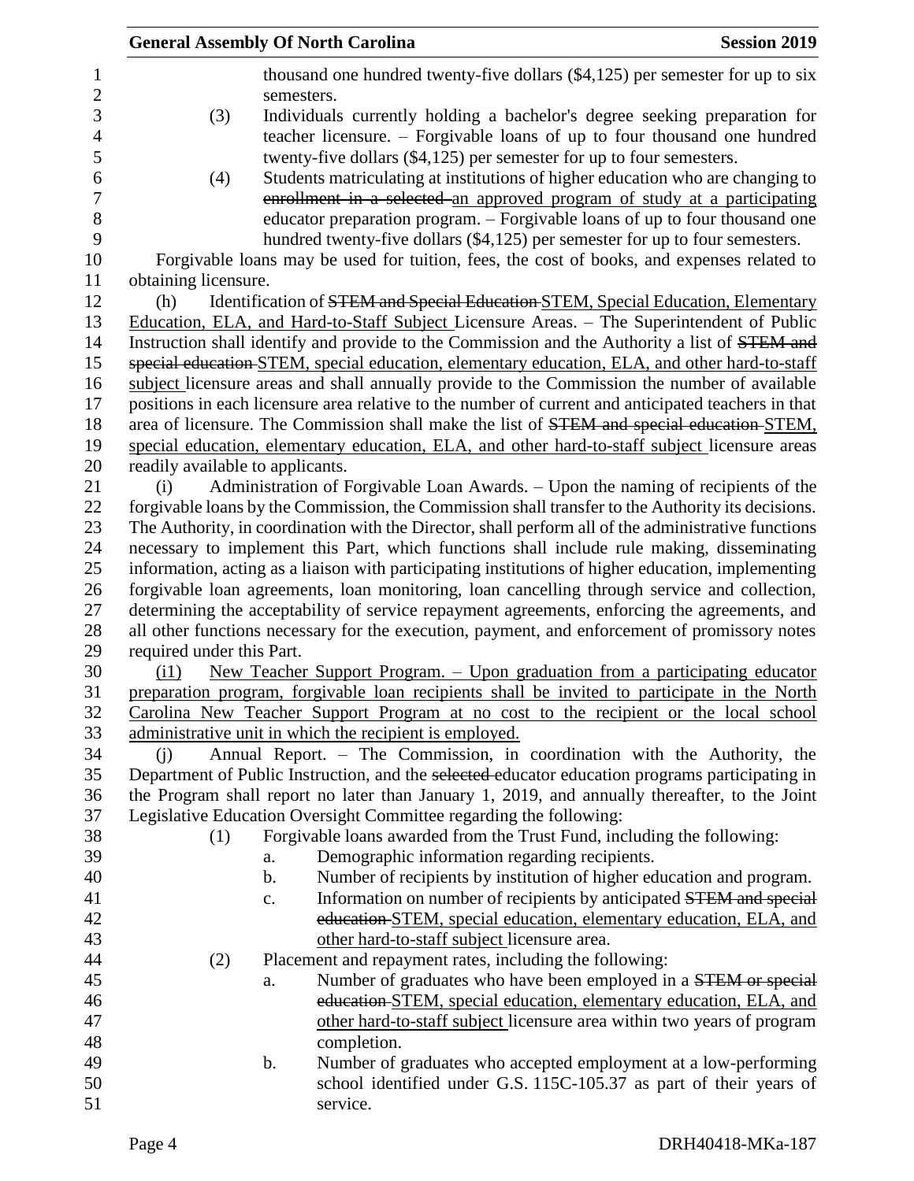thousand one hundred twenty-five dollars ($4,125) per semester for up to six semesters.

(3) Individuals currently holding a bachelor's degree seeking preparation for teacher licensure. – Forgivable loans of up to four thousand one hundred twenty-five dollars ($4,125) per semester for up to four semesters.

(4) Students matriculating at institutions of higher education who are changing to ~~enrollment in a selected~~ an approved program of study at a participating educator preparation program. – Forgivable loans of up to four thousand one hundred twenty-five dollars ($4,125) per semester for up to four semesters.

Forgivable loans may be used for tuition, fees, the cost of books, and expenses related to obtaining licensure.

(h) Identification of ~~STEM and Special Education~~ STEM, Special Education, Elementary Education, ELA, and Hard-to-Staff Subject Licensure Areas. – The Superintendent of Public Instruction shall identify and provide to the Commission and the Authority a list of ~~STEM and special education~~ STEM, special education, elementary education, ELA, and other hard-to-staff subject licensure areas and shall annually provide to the Commission the number of available positions in each licensure area relative to the number of current and anticipated teachers in that area of licensure. The Commission shall make the list of ~~STEM and special education~~ STEM, special education, elementary education, ELA, and other hard-to-staff subject licensure areas readily available to applicants.

(i) Administration of Forgivable Loan Awards. – Upon the naming of recipients of the forgivable loans by the Commission, the Commission shall transfer to the Authority its decisions. The Authority, in coordination with the Director, shall perform all of the administrative functions necessary to implement this Part, which functions shall include rule making, disseminating information, acting as a liaison with participating institutions of higher education, implementing forgivable loan agreements, loan monitoring, loan cancelling through service and collection, determining the acceptability of service repayment agreements, enforcing the agreements, and all other functions necessary for the execution, payment, and enforcement of promissory notes required under this Part.

(i1) New Teacher Support Program. – Upon graduation from a participating educator preparation program, forgivable loan recipients shall be invited to participate in the North Carolina New Teacher Support Program at no cost to the recipient or the local school administrative unit in which the recipient is employed.

(j) Annual Report. – The Commission, in coordination with the Authority, the Department of Public Instruction, and the ~~selected~~ educator education programs participating in the Program shall report no later than January 1, 2019, and annually thereafter, to the Joint Legislative Education Oversight Committee regarding the following:

(1) Forgivable loans awarded from the Trust Fund, including the following:

a. Demographic information regarding recipients.

b. Number of recipients by institution of higher education and program.

c. Information on number of recipients by anticipated ~~STEM and special education~~ STEM, special education, elementary education, ELA, and other hard-to-staff subject licensure area.

(2) Placement and repayment rates, including the following:

a. Number of graduates who have been employed in a ~~STEM or special education~~ STEM, special education, elementary education, ELA, and other hard-to-staff subject licensure area within two years of program completion.

b. Number of graduates who accepted employment at a low-performing school identified under G.S. 115C-105.37 as part of their years of service.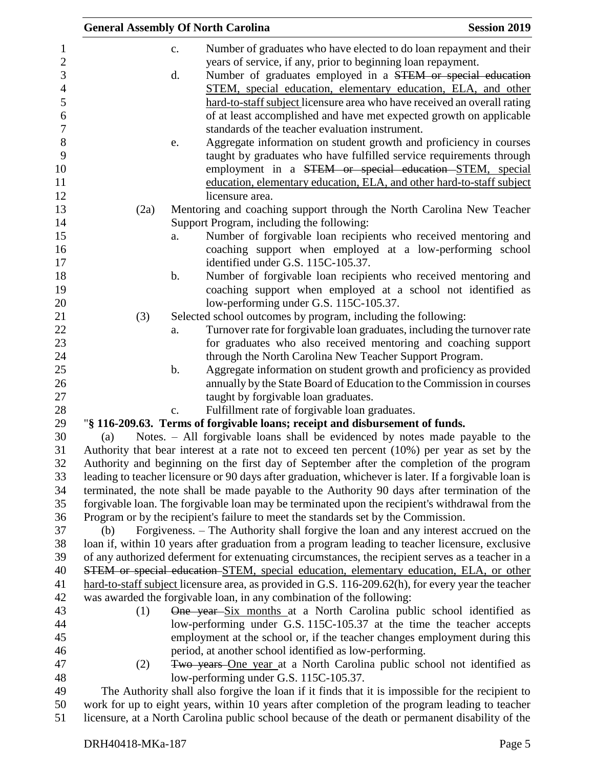c. Number of graduates who have elected to do loan repayment and their years of service, if any, prior to beginning loan repayment.

d. Number of graduates employed in a ~~STEM or special education~~ STEM, special education, elementary education, ELA, and other hard-to-staff subject licensure area who have received an overall rating of at least accomplished and have met expected growth on applicable standards of the teacher evaluation instrument.

e. Aggregate information on student growth and proficiency in courses taught by graduates who have fulfilled service requirements through employment in a ~~STEM or special education~~ STEM, special education, elementary education, ELA, and other hard-to-staff subject licensure area.

(2a) Mentoring and coaching support through the North Carolina New Teacher Support Program, including the following:

a. Number of forgivable loan recipients who received mentoring and coaching support when employed at a low-performing school identified under G.S. 115C-105.37.

b. Number of forgivable loan recipients who received mentoring and coaching support when employed at a school not identified as low-performing under G.S. 115C-105.37.

(3) Selected school outcomes by program, including the following:

a. Turnover rate for forgivable loan graduates, including the turnover rate for graduates who also received mentoring and coaching support through the North Carolina New Teacher Support Program.

b. Aggregate information on student growth and proficiency as provided annually by the State Board of Education to the Commission in courses taught by forgivable loan graduates.

c. Fulfillment rate of forgivable loan graduates.

"**§ 116-209.63. Terms of forgivable loans; receipt and disbursement of funds.**

(a) Notes. – All forgivable loans shall be evidenced by notes made payable to the Authority that bear interest at a rate not to exceed ten percent (10%) per year as set by the Authority and beginning on the first day of September after the completion of the program leading to teacher licensure or 90 days after graduation, whichever is later. If a forgivable loan is terminated, the note shall be made payable to the Authority 90 days after termination of the forgivable loan. The forgivable loan may be terminated upon the recipient's withdrawal from the Program or by the recipient's failure to meet the standards set by the Commission.

(b) Forgiveness. – The Authority shall forgive the loan and any interest accrued on the loan if, within 10 years after graduation from a program leading to teacher licensure, exclusive of any authorized deferment for extenuating circumstances, the recipient serves as a teacher in a ~~STEM or special education~~ STEM, special education, elementary education, ELA, or other hard-to-staff subject licensure area, as provided in G.S. 116-209.62(h), for every year the teacher was awarded the forgivable loan, in any combination of the following:

(1) ~~One year~~ Six months at a North Carolina public school identified as low-performing under G.S. 115C-105.37 at the time the teacher accepts employment at the school or, if the teacher changes employment during this period, at another school identified as low-performing.

(2) ~~Two years~~ One year at a North Carolina public school not identified as low-performing under G.S. 115C-105.37.

The Authority shall also forgive the loan if it finds that it is impossible for the recipient to work for up to eight years, within 10 years after completion of the program leading to teacher licensure, at a North Carolina public school because of the death or permanent disability of the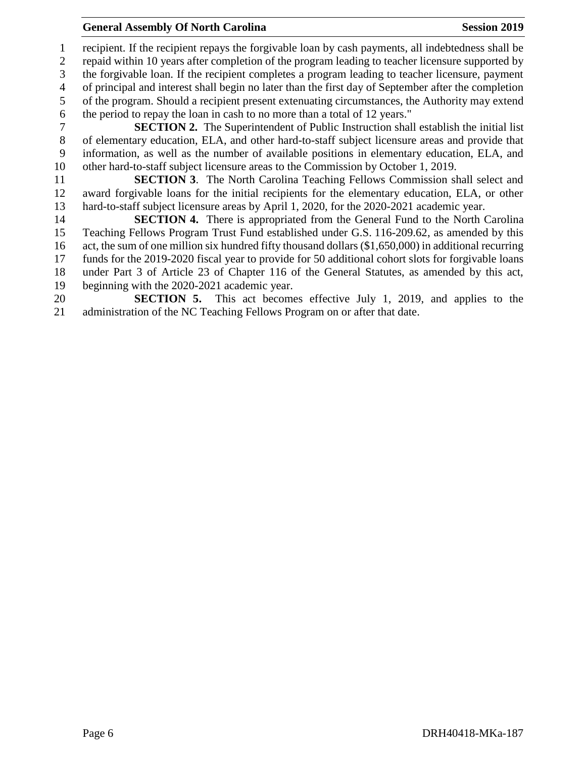recipient. If the recipient repays the forgivable loan by cash payments, all indebtedness shall be repaid within 10 years after completion of the program leading to teacher licensure supported by the forgivable loan. If the recipient completes a program leading to teacher licensure, payment of principal and interest shall begin no later than the first day of September after the completion of the program. Should a recipient present extenuating circumstances, the Authority may extend the period to repay the loan in cash to no more than a total of 12 years."

**SECTION 2.** The Superintendent of Public Instruction shall establish the initial list of elementary education, ELA, and other hard-to-staff subject licensure areas and provide that information, as well as the number of available positions in elementary education, ELA, and other hard-to-staff subject licensure areas to the Commission by October 1, 2019.

**SECTION 3**. The North Carolina Teaching Fellows Commission shall select and award forgivable loans for the initial recipients for the elementary education, ELA, or other hard-to-staff subject licensure areas by April 1, 2020, for the 2020-2021 academic year.

**SECTION 4.** There is appropriated from the General Fund to the North Carolina Teaching Fellows Program Trust Fund established under G.S. 116-209.62, as amended by this act, the sum of one million six hundred fifty thousand dollars ($1,650,000) in additional recurring funds for the 2019-2020 fiscal year to provide for 50 additional cohort slots for forgivable loans under Part 3 of Article 23 of Chapter 116 of the General Statutes, as amended by this act, beginning with the 2020-2021 academic year.

**SECTION 5.** This act becomes effective July 1, 2019, and applies to the administration of the NC Teaching Fellows Program on or after that date.